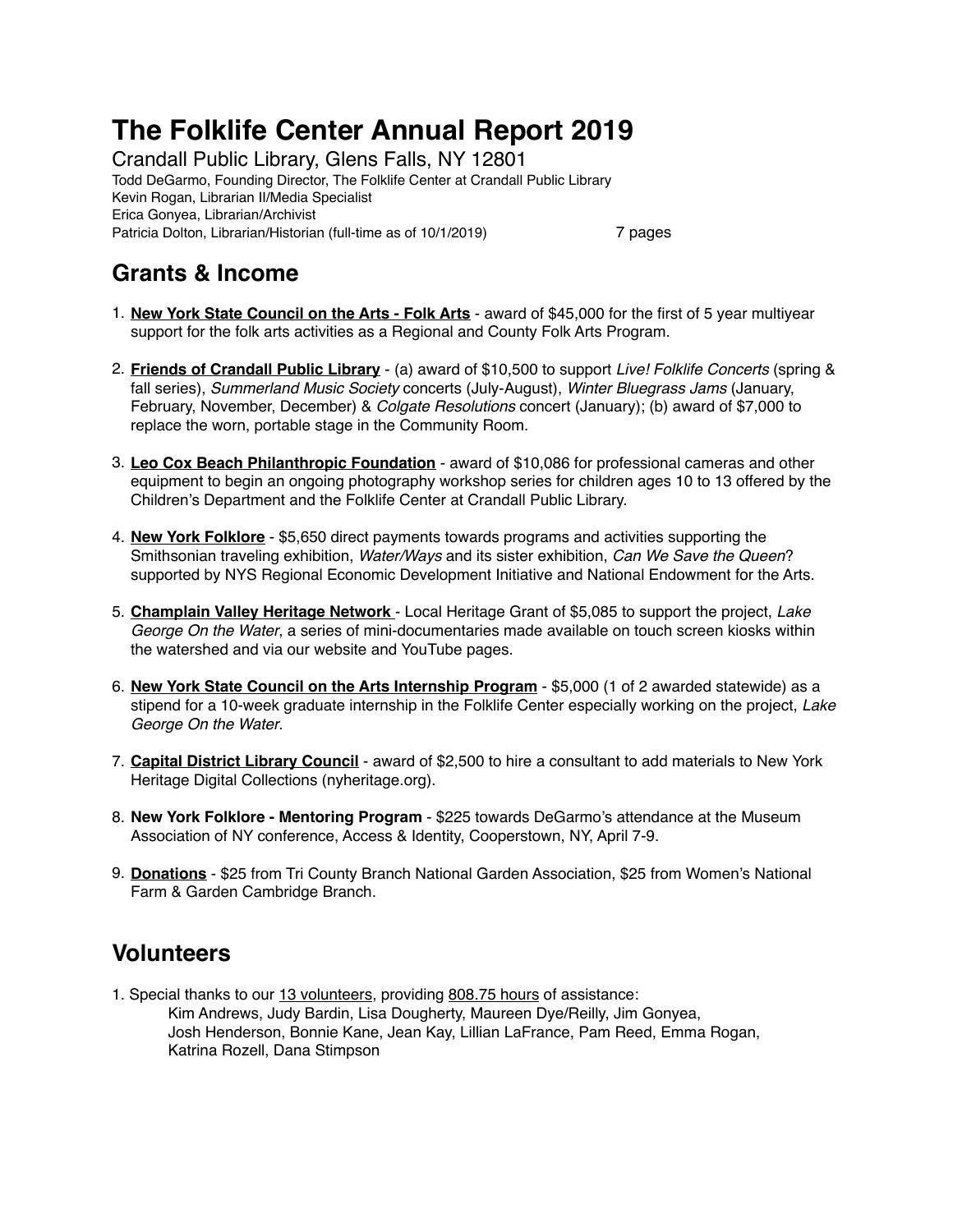# The Folklife Center Annual Report 2019

Crandall Public Library, Glens Falls, NY 12801

Todd DeGarmo, Founding Director, The Folklife Center at Crandall Public Library
Kevin Rogan, Librarian II/Media Specialist
Erica Gonyea, Librarian/Archivist
Patricia Dolton, Librarian/Historian (full-time as of 10/1/2019) 7 pages

## Grants & Income

1. **New York State Council on the Arts - Folk Arts** - award of $45,000 for the first of 5 year multiyear support for the folk arts activities as a Regional and County Folk Arts Program.

2. **Friends of Crandall Public Library** - (a) award of $10,500 to support *Live! Folklife Concerts* (spring & fall series), *Summerland Music Society* concerts (July-August), *Winter Bluegrass Jams* (January, February, November, December) & *Colgate Resolutions* concert (January); (b) award of $7,000 to replace the worn, portable stage in the Community Room.

3. **Leo Cox Beach Philanthropic Foundation** - award of $10,086 for professional cameras and other equipment to begin an ongoing photography workshop series for children ages 10 to 13 offered by the Children's Department and the Folklife Center at Crandall Public Library.

4. **New York Folklore** - $5,650 direct payments towards programs and activities supporting the Smithsonian traveling exhibition, *Water/Ways* and its sister exhibition, *Can We Save the Queen*? supported by NYS Regional Economic Development Initiative and National Endowment for the Arts.

5. **Champlain Valley Heritage Network** - Local Heritage Grant of $5,085 to support the project, *Lake George On the Water*, a series of mini-documentaries made available on touch screen kiosks within the watershed and via our website and YouTube pages.

6. **New York State Council on the Arts Internship Program** - $5,000 (1 of 2 awarded statewide) as a stipend for a 10-week graduate internship in the Folklife Center especially working on the project, *Lake George On the Water*.

7. **Capital District Library Council** - award of $2,500 to hire a consultant to add materials to New York Heritage Digital Collections (nyheritage.org).

8. **New York Folklore - Mentoring Program** - $225 towards DeGarmo's attendance at the Museum Association of NY conference, Access & Identity, Cooperstown, NY, April 7-9.

9. **Donations** - $25 from Tri County Branch National Garden Association, $25 from Women's National Farm & Garden Cambridge Branch.

## Volunteers

1. Special thanks to our 13 volunteers, providing 808.75 hours of assistance:
   Kim Andrews, Judy Bardin, Lisa Dougherty, Maureen Dye/Reilly, Jim Gonyea, Josh Henderson, Bonnie Kane, Jean Kay, Lillian LaFrance, Pam Reed, Emma Rogan, Katrina Rozell, Dana Stimpson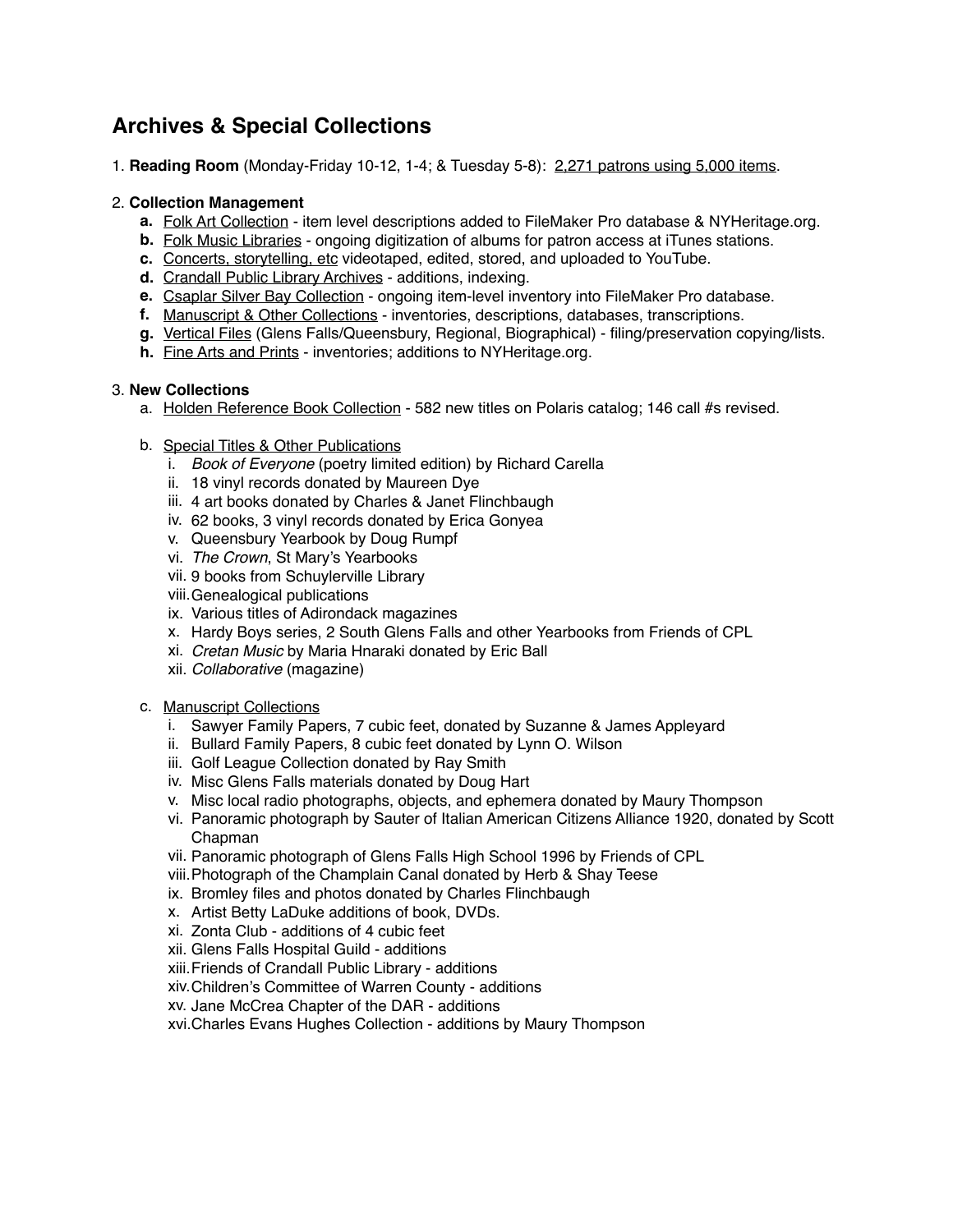# Archives & Special Collections

1. **Reading Room** (Monday-Friday 10-12, 1-4; & Tuesday 5-8): <u>2,271 patrons using 5,000 items</u>.

2. **Collection Management**
   - **a.** <u>Folk Art Collection</u> - item level descriptions added to FileMaker Pro database & NYHeritage.org.
   - **b.** <u>Folk Music Libraries</u> - ongoing digitization of albums for patron access at iTunes stations.
   - **c.** <u>Concerts, storytelling, etc</u> videotaped, edited, stored, and uploaded to YouTube.
   - **d.** <u>Crandall Public Library Archives</u> - additions, indexing.
   - **e.** <u>Csaplar Silver Bay Collection</u> - ongoing item-level inventory into FileMaker Pro database.
   - **f.** <u>Manuscript & Other Collections</u> - inventories, descriptions, databases, transcriptions.
   - **g.** <u>Vertical Files</u> (Glens Falls/Queensbury, Regional, Biographical) - filing/preservation copying/lists.
   - **h.** <u>Fine Arts and Prints</u> - inventories; additions to NYHeritage.org.

3. **New Collections**
   - a. <u>Holden Reference Book Collection</u> - 582 new titles on Polaris catalog; 146 call #s revised.

   - b. <u>Special Titles & Other Publications</u>
     - i. *Book of Everyone* (poetry limited edition) by Richard Carella
     - ii. 18 vinyl records donated by Maureen Dye
     - iii. 4 art books donated by Charles & Janet Flinchbaugh
     - iv. 62 books, 3 vinyl records donated by Erica Gonyea
     - v. Queensbury Yearbook by Doug Rumpf
     - vi. *The Crown*, St Mary's Yearbooks
     - vii. 9 books from Schuylerville Library
     - viii. Genealogical publications
     - ix. Various titles of Adirondack magazines
     - x. Hardy Boys series, 2 South Glens Falls and other Yearbooks from Friends of CPL
     - xi. *Cretan Music* by Maria Hnaraki donated by Eric Ball
     - xii. *Collaborative* (magazine)

   - c. <u>Manuscript Collections</u>
     - i. Sawyer Family Papers, 7 cubic feet, donated by Suzanne & James Appleyard
     - ii. Bullard Family Papers, 8 cubic feet donated by Lynn O. Wilson
     - iii. Golf League Collection donated by Ray Smith
     - iv. Misc Glens Falls materials donated by Doug Hart
     - v. Misc local radio photographs, objects, and ephemera donated by Maury Thompson
     - vi. Panoramic photograph by Sauter of Italian American Citizens Alliance 1920, donated by Scott Chapman
     - vii. Panoramic photograph of Glens Falls High School 1996 by Friends of CPL
     - viii. Photograph of the Champlain Canal donated by Herb & Shay Teese
     - ix. Bromley files and photos donated by Charles Flinchbaugh
     - x. Artist Betty LaDuke additions of book, DVDs.
     - xi. Zonta Club - additions of 4 cubic feet
     - xii. Glens Falls Hospital Guild - additions
     - xiii. Friends of Crandall Public Library - additions
     - xiv. Children's Committee of Warren County - additions
     - xv. Jane McCrea Chapter of the DAR - additions
     - xvi. Charles Evans Hughes Collection - additions by Maury Thompson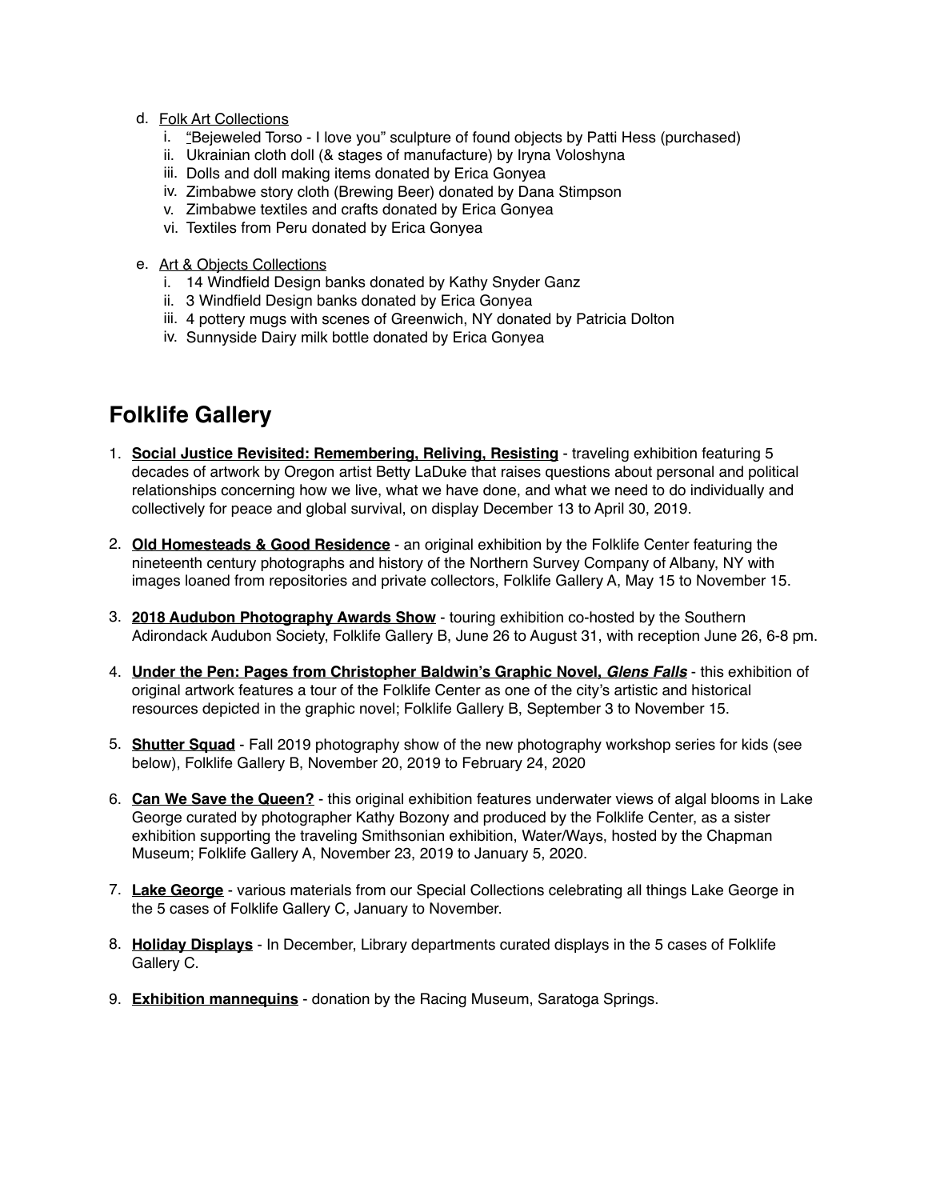d. <u>Folk Art Collections</u>
   i. "Bejeweled Torso - I love you" sculpture of found objects by Patti Hess (purchased)
   ii. Ukrainian cloth doll (& stages of manufacture) by Iryna Voloshyna
   iii. Dolls and doll making items donated by Erica Gonyea
   iv. Zimbabwe story cloth (Brewing Beer) donated by Dana Stimpson
   v. Zimbabwe textiles and crafts donated by Erica Gonyea
   vi. Textiles from Peru donated by Erica Gonyea

e. <u>Art & Objects Collections</u>
   i. 14 Windfield Design banks donated by Kathy Snyder Ganz
   ii. 3 Windfield Design banks donated by Erica Gonyea
   iii. 4 pottery mugs with scenes of Greenwich, NY donated by Patricia Dolton
   iv. Sunnyside Dairy milk bottle donated by Erica Gonyea

## Folklife Gallery

1. **<u>Social Justice Revisited: Remembering, Reliving, Resisting</u>** - traveling exhibition featuring 5 decades of artwork by Oregon artist Betty LaDuke that raises questions about personal and political relationships concerning how we live, what we have done, and what we need to do individually and collectively for peace and global survival, on display December 13 to April 30, 2019.

2. **<u>Old Homesteads & Good Residence</u>** - an original exhibition by the Folklife Center featuring the nineteenth century photographs and history of the Northern Survey Company of Albany, NY with images loaned from repositories and private collectors, Folklife Gallery A, May 15 to November 15.

3. **<u>2018 Audubon Photography Awards Show</u>** - touring exhibition co-hosted by the Southern Adirondack Audubon Society, Folklife Gallery B, June 26 to August 31, with reception June 26, 6-8 pm.

4. **<u>Under the Pen: Pages from Christopher Baldwin's Graphic Novel, *Glens Falls*</u>** - this exhibition of original artwork features a tour of the Folklife Center as one of the city's artistic and historical resources depicted in the graphic novel; Folklife Gallery B, September 3 to November 15.

5. **<u>Shutter Squad</u>** - Fall 2019 photography show of the new photography workshop series for kids (see below), Folklife Gallery B, November 20, 2019 to February 24, 2020

6. **<u>Can We Save the Queen?</u>** - this original exhibition features underwater views of algal blooms in Lake George curated by photographer Kathy Bozony and produced by the Folklife Center, as a sister exhibition supporting the traveling Smithsonian exhibition, Water/Ways, hosted by the Chapman Museum; Folklife Gallery A, November 23, 2019 to January 5, 2020.

7. **<u>Lake George</u>** - various materials from our Special Collections celebrating all things Lake George in the 5 cases of Folklife Gallery C, January to November.

8. **<u>Holiday Displays</u>** - In December, Library departments curated displays in the 5 cases of Folklife Gallery C.

9. **<u>Exhibition mannequins</u>** - donation by the Racing Museum, Saratoga Springs.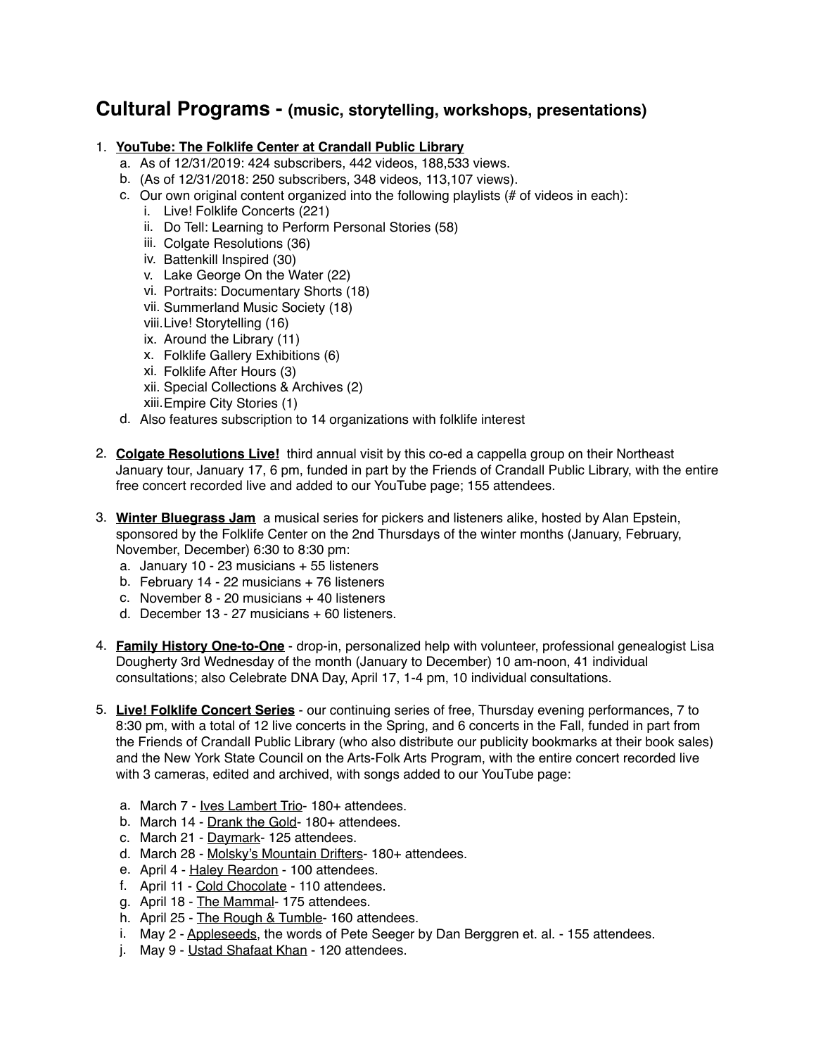## Cultural Programs - (music, storytelling, workshops, presentations)

1. **YouTube: The Folklife Center at Crandall Public Library**
   a. As of 12/31/2019: 424 subscribers, 442 videos, 188,533 views.
   b. (As of 12/31/2018: 250 subscribers, 348 videos, 113,107 views).
   c. Our own original content organized into the following playlists (# of videos in each):
      i. Live! Folklife Concerts (221)
      ii. Do Tell: Learning to Perform Personal Stories (58)
      iii. Colgate Resolutions (36)
      iv. Battenkill Inspired (30)
      v. Lake George On the Water (22)
      vi. Portraits: Documentary Shorts (18)
      vii. Summerland Music Society (18)
      viii. Live! Storytelling (16)
      ix. Around the Library (11)
      x. Folklife Gallery Exhibitions (6)
      xi. Folklife After Hours (3)
      xii. Special Collections & Archives (2)
      xiii. Empire City Stories (1)
   d. Also features subscription to 14 organizations with folklife interest

2. **Colgate Resolutions Live!** third annual visit by this co-ed a cappella group on their Northeast January tour, January 17, 6 pm, funded in part by the Friends of Crandall Public Library, with the entire free concert recorded live and added to our YouTube page; 155 attendees.

3. **Winter Bluegrass Jam** a musical series for pickers and listeners alike, hosted by Alan Epstein, sponsored by the Folklife Center on the 2nd Thursdays of the winter months (January, February, November, December) 6:30 to 8:30 pm:
   a. January 10 - 23 musicians + 55 listeners
   b. February 14 - 22 musicians + 76 listeners
   c. November 8 - 20 musicians + 40 listeners
   d. December 13 - 27 musicians + 60 listeners.

4. **Family History One-to-One** - drop-in, personalized help with volunteer, professional genealogist Lisa Dougherty 3rd Wednesday of the month (January to December) 10 am-noon, 41 individual consultations; also Celebrate DNA Day, April 17, 1-4 pm, 10 individual consultations.

5. **Live! Folklife Concert Series** - our continuing series of free, Thursday evening performances, 7 to 8:30 pm, with a total of 12 live concerts in the Spring, and 6 concerts in the Fall, funded in part from the Friends of Crandall Public Library (who also distribute our publicity bookmarks at their book sales) and the New York State Council on the Arts-Folk Arts Program, with the entire concert recorded live with 3 cameras, edited and archived, with songs added to our YouTube page:
   a. March 7 - Ives Lambert Trio- 180+ attendees.
   b. March 14 - Drank the Gold- 180+ attendees.
   c. March 21 - Daymark- 125 attendees.
   d. March 28 - Molsky's Mountain Drifters- 180+ attendees.
   e. April 4 - Haley Reardon - 100 attendees.
   f. April 11 - Cold Chocolate - 110 attendees.
   g. April 18 - The Mammal- 175 attendees.
   h. April 25 - The Rough & Tumble- 160 attendees.
   i. May 2 - Appleseeds, the words of Pete Seeger by Dan Berggren et. al. - 155 attendees.
   j. May 9 - Ustad Shafaat Khan - 120 attendees.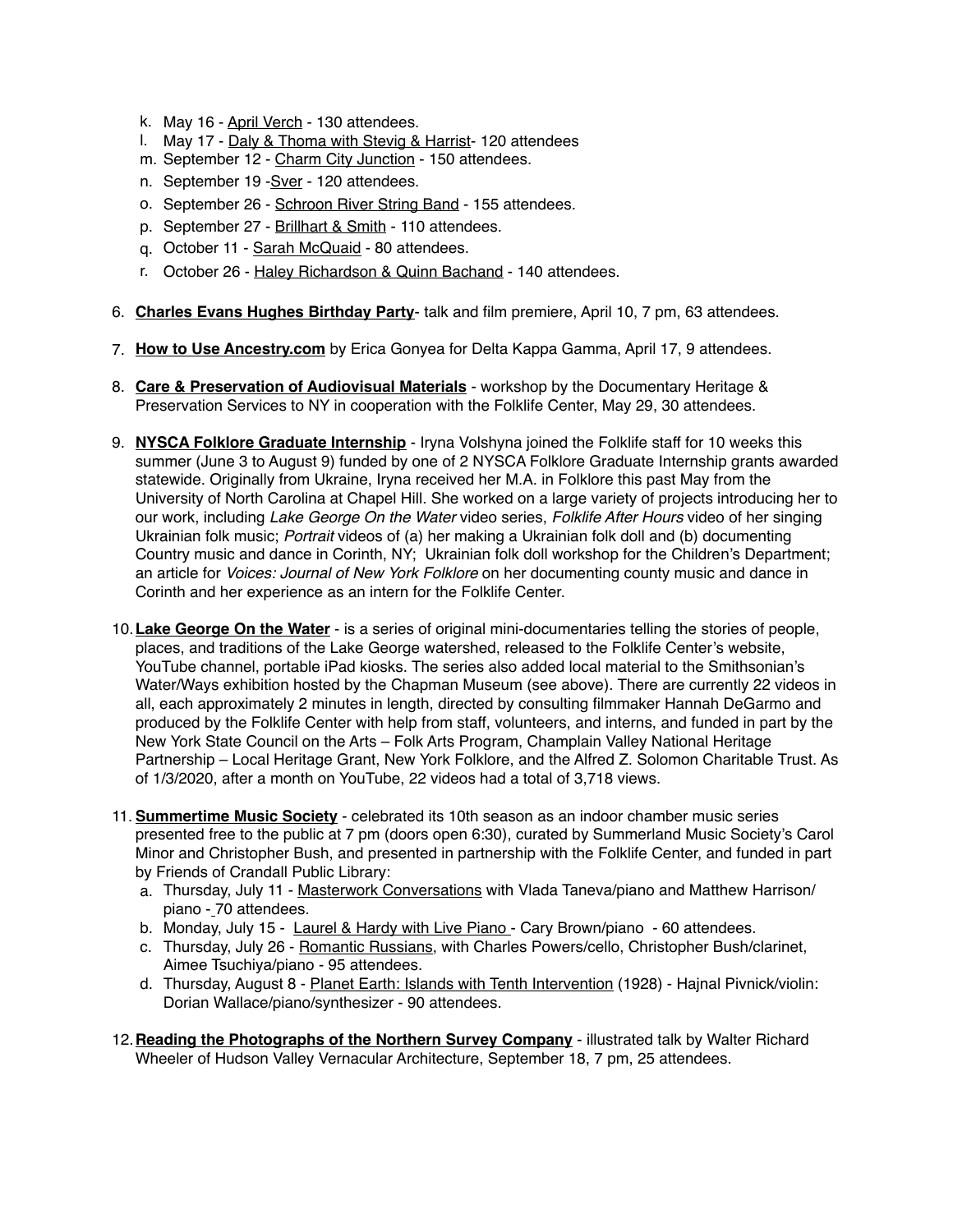k. May 16 - April Verch - 130 attendees.
l. May 17 - Daly & Thoma with Stevig & Harrist- 120 attendees
m. September 12 - Charm City Junction - 150 attendees.
n. September 19 -Sver - 120 attendees.
o. September 26 - Schroon River String Band - 155 attendees.
p. September 27 - Brillhart & Smith - 110 attendees.
q. October 11 - Sarah McQuaid - 80 attendees.
r. October 26 - Haley Richardson & Quinn Bachand - 140 attendees.

6. **Charles Evans Hughes Birthday Party**- talk and film premiere, April 10, 7 pm, 63 attendees.

7. **How to Use Ancestry.com** by Erica Gonyea for Delta Kappa Gamma, April 17, 9 attendees.

8. **Care & Preservation of Audiovisual Materials** - workshop by the Documentary Heritage & Preservation Services to NY in cooperation with the Folklife Center, May 29, 30 attendees.

9. **NYSCA Folklore Graduate Internship** - Iryna Volshyna joined the Folklife staff for 10 weeks this summer (June 3 to August 9) funded by one of 2 NYSCA Folklore Graduate Internship grants awarded statewide. Originally from Ukraine, Iryna received her M.A. in Folklore this past May from the University of North Carolina at Chapel Hill. She worked on a large variety of projects introducing her to our work, including *Lake George On the Water* video series, *Folklife After Hours* video of her singing Ukrainian folk music; *Portrait* videos of (a) her making a Ukrainian folk doll and (b) documenting Country music and dance in Corinth, NY; Ukrainian folk doll workshop for the Children's Department; an article for *Voices: Journal of New York Folklore* on her documenting county music and dance in Corinth and her experience as an intern for the Folklife Center.

10. **Lake George On the Water** - is a series of original mini-documentaries telling the stories of people, places, and traditions of the Lake George watershed, released to the Folklife Center's website, YouTube channel, portable iPad kiosks. The series also added local material to the Smithsonian's Water/Ways exhibition hosted by the Chapman Museum (see above). There are currently 22 videos in all, each approximately 2 minutes in length, directed by consulting filmmaker Hannah DeGarmo and produced by the Folklife Center with help from staff, volunteers, and interns, and funded in part by the New York State Council on the Arts – Folk Arts Program, Champlain Valley National Heritage Partnership – Local Heritage Grant, New York Folklore, and the Alfred Z. Solomon Charitable Trust. As of 1/3/2020, after a month on YouTube, 22 videos had a total of 3,718 views.

11. **Summertime Music Society** - celebrated its 10th season as an indoor chamber music series presented free to the public at 7 pm (doors open 6:30), curated by Summerland Music Society's Carol Minor and Christopher Bush, and presented in partnership with the Folklife Center, and funded in part by Friends of Crandall Public Library:
    a. Thursday, July 11 - Masterwork Conversations with Vlada Taneva/piano and Matthew Harrison/piano - 70 attendees.
    b. Monday, July 15 - Laurel & Hardy with Live Piano - Cary Brown/piano - 60 attendees.
    c. Thursday, July 26 - Romantic Russians, with Charles Powers/cello, Christopher Bush/clarinet, Aimee Tsuchiya/piano - 95 attendees.
    d. Thursday, August 8 - Planet Earth: Islands with Tenth Intervention (1928) - Hajnal Pivnick/violin: Dorian Wallace/piano/synthesizer - 90 attendees.

12. **Reading the Photographs of the Northern Survey Company** - illustrated talk by Walter Richard Wheeler of Hudson Valley Vernacular Architecture, September 18, 7 pm, 25 attendees.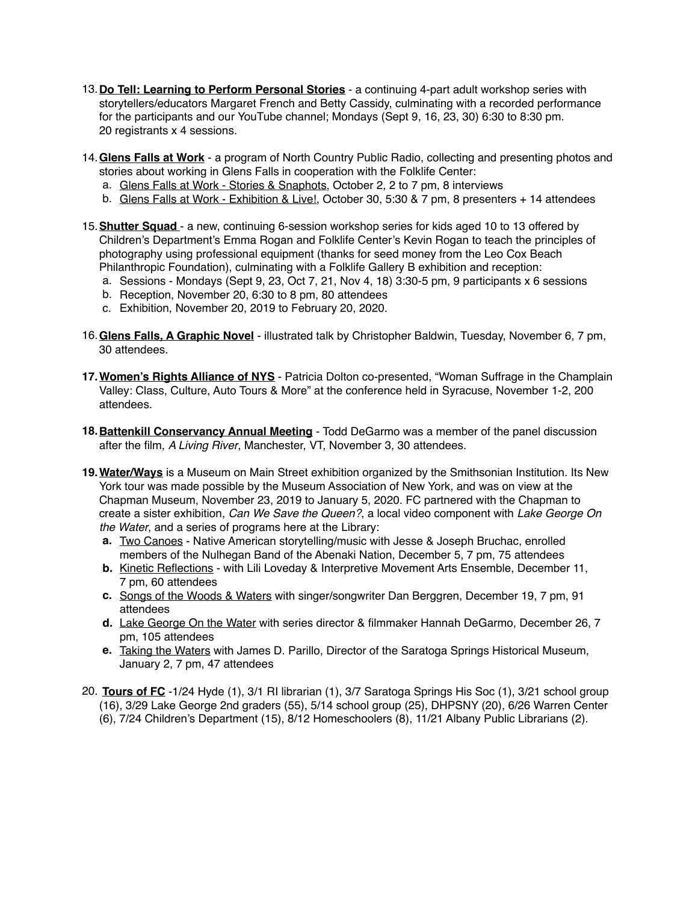13. **Do Tell: Learning to Perform Personal Stories** - a continuing 4-part adult workshop series with storytellers/educators Margaret French and Betty Cassidy, culminating with a recorded performance for the participants and our YouTube channel; Mondays (Sept 9, 16, 23, 30) 6:30 to 8:30 pm. 20 registrants x 4 sessions.

14. **Glens Falls at Work** - a program of North Country Public Radio, collecting and presenting photos and stories about working in Glens Falls in cooperation with the Folklife Center:
    a. Glens Falls at Work - Stories & Snaphots, October 2, 2 to 7 pm, 8 interviews
    b. Glens Falls at Work - Exhibition & Live!, October 30, 5:30 & 7 pm, 8 presenters + 14 attendees

15. **Shutter Squad** - a new, continuing 6-session workshop series for kids aged 10 to 13 offered by Children's Department's Emma Rogan and Folklife Center's Kevin Rogan to teach the principles of photography using professional equipment (thanks for seed money from the Leo Cox Beach Philanthropic Foundation), culminating with a Folklife Gallery B exhibition and reception:
    a. Sessions - Mondays (Sept 9, 23, Oct 7, 21, Nov 4, 18) 3:30-5 pm, 9 participants x 6 sessions
    b. Reception, November 20, 6:30 to 8 pm, 80 attendees
    c. Exhibition, November 20, 2019 to February 20, 2020.

16. **Glens Falls, A Graphic Novel** - illustrated talk by Christopher Baldwin, Tuesday, November 6, 7 pm, 30 attendees.

17. **Women's Rights Alliance of NYS** - Patricia Dolton co-presented, "Woman Suffrage in the Champlain Valley: Class, Culture, Auto Tours & More" at the conference held in Syracuse, November 1-2, 200 attendees.

18. **Battenkill Conservancy Annual Meeting** - Todd DeGarmo was a member of the panel discussion after the film, *A Living River*, Manchester, VT, November 3, 30 attendees.

19. **Water/Ways** is a Museum on Main Street exhibition organized by the Smithsonian Institution. Its New York tour was made possible by the Museum Association of New York, and was on view at the Chapman Museum, November 23, 2019 to January 5, 2020. FC partnered with the Chapman to create a sister exhibition, *Can We Save the Queen?*, a local video component with *Lake George On the Water*, and a series of programs here at the Library:
    **a.** Two Canoes - Native American storytelling/music with Jesse & Joseph Bruchac, enrolled members of the Nulhegan Band of the Abenaki Nation, December 5, 7 pm, 75 attendees
    **b.** Kinetic Reflections - with Lili Loveday & Interpretive Movement Arts Ensemble, December 11, 7 pm, 60 attendees
    **c.** Songs of the Woods & Waters with singer/songwriter Dan Berggren, December 19, 7 pm, 91 attendees
    **d.** Lake George On the Water with series director & filmmaker Hannah DeGarmo, December 26, 7 pm, 105 attendees
    **e.** Taking the Waters with James D. Parillo, Director of the Saratoga Springs Historical Museum, January 2, 7 pm, 47 attendees

20. **Tours of FC** -1/24 Hyde (1), 3/1 RI librarian (1), 3/7 Saratoga Springs His Soc (1), 3/21 school group (16), 3/29 Lake George 2nd graders (55), 5/14 school group (25), DHPSNY (20), 6/26 Warren Center (6), 7/24 Children's Department (15), 8/12 Homeschoolers (8), 11/21 Albany Public Librarians (2).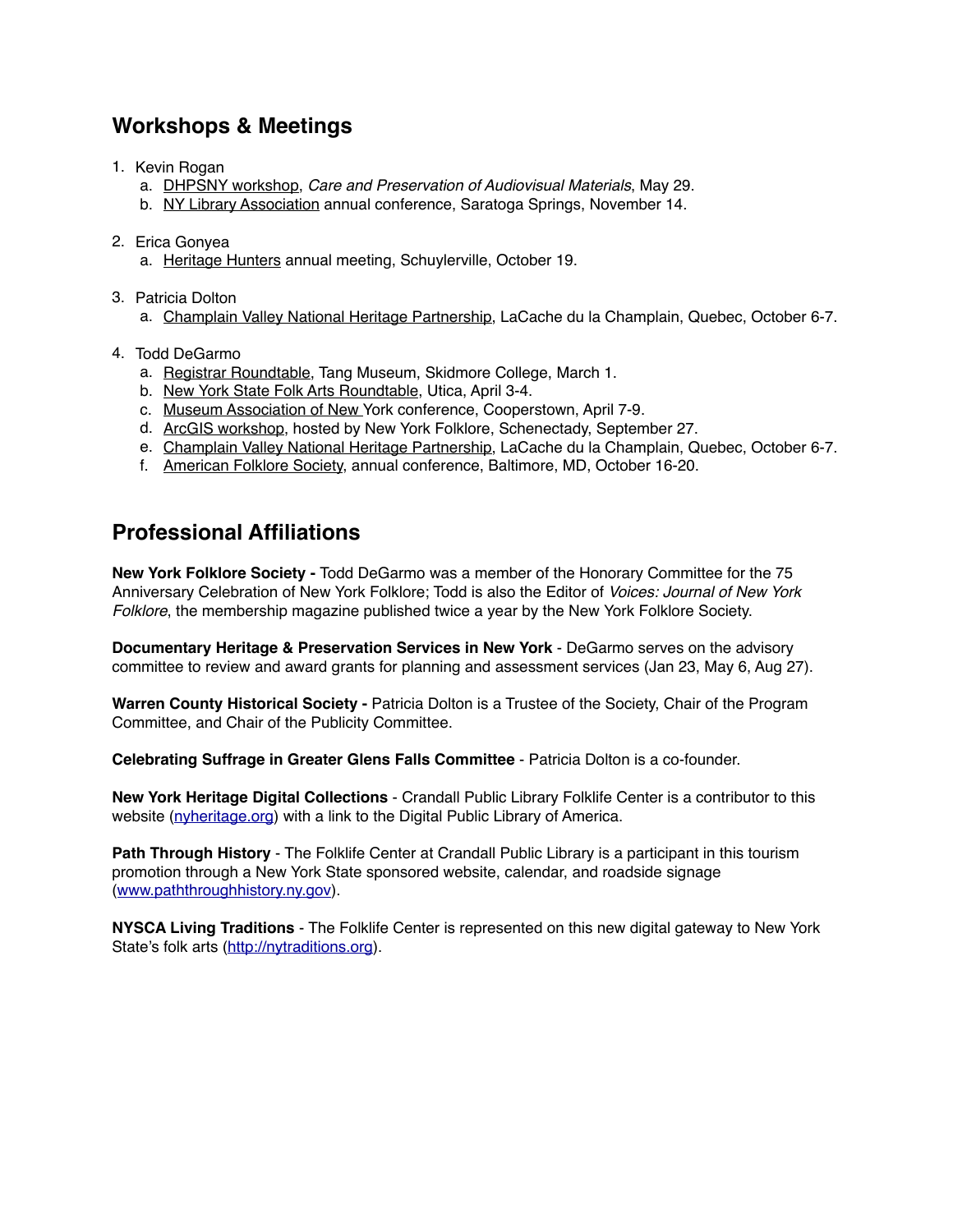## Workshops & Meetings

1. Kevin Rogan
    a. DHPSNY workshop, *Care and Preservation of Audiovisual Materials*, May 29.
    b. NY Library Association annual conference, Saratoga Springs, November 14.

2. Erica Gonyea
    a. Heritage Hunters annual meeting, Schuylerville, October 19.

3. Patricia Dolton
    a. Champlain Valley National Heritage Partnership, LaCache du la Champlain, Quebec, October 6-7.

4. Todd DeGarmo
    a. Registrar Roundtable, Tang Museum, Skidmore College, March 1.
    b. New York State Folk Arts Roundtable, Utica, April 3-4.
    c. Museum Association of New York conference, Cooperstown, April 7-9.
    d. ArcGIS workshop, hosted by New York Folklore, Schenectady, September 27.
    e. Champlain Valley National Heritage Partnership, LaCache du la Champlain, Quebec, October 6-7.
    f. American Folklore Society, annual conference, Baltimore, MD, October 16-20.

## Professional Affiliations

**New York Folklore Society -** Todd DeGarmo was a member of the Honorary Committee for the 75 Anniversary Celebration of New York Folklore; Todd is also the Editor of *Voices: Journal of New York Folklore*, the membership magazine published twice a year by the New York Folklore Society.

**Documentary Heritage & Preservation Services in New York** - DeGarmo serves on the advisory committee to review and award grants for planning and assessment services (Jan 23, May 6, Aug 27).

**Warren County Historical Society -** Patricia Dolton is a Trustee of the Society, Chair of the Program Committee, and Chair of the Publicity Committee.

**Celebrating Suffrage in Greater Glens Falls Committee** - Patricia Dolton is a co-founder.

**New York Heritage Digital Collections** - Crandall Public Library Folklife Center is a contributor to this website (nyheritage.org) with a link to the Digital Public Library of America.

**Path Through History** - The Folklife Center at Crandall Public Library is a participant in this tourism promotion through a New York State sponsored website, calendar, and roadside signage (www.paththroughhistory.ny.gov).

**NYSCA Living Traditions** - The Folklife Center is represented on this new digital gateway to New York State's folk arts (http://nytraditions.org).